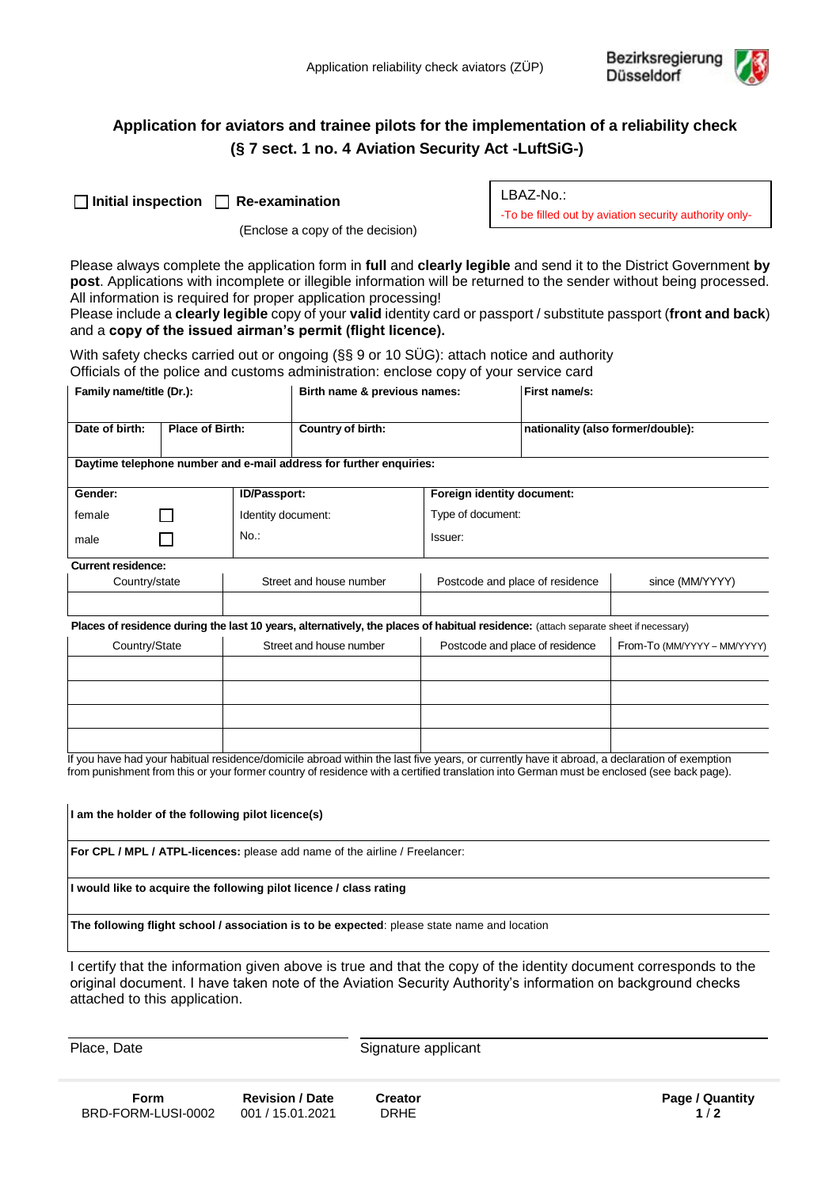Application reliability check aviators (ZÜP)

Bezirksregierung Düsseldorf

# Application for aviators and trainee pilots for the implementation of a reliability check

## (§ 7 sect. 1 no. 4 Aviation Security Act -LuftSiG-)

☐ **Initial inspection** ☐ **Re-examination**

(Enclose a copy of the decision)

| LBAZ-No.: |
|---|
| -To be filled out by aviation security authority only- |

Please always complete the application form in **full** and **clearly legible** and send it to the District Government **by post**. Applications with incomplete or illegible information will be returned to the sender without being processed. All information is required for proper application processing!

Please include a **clearly legible** copy of your **valid** identity card or passport / substitute passport (**front and back**) and a **copy of the issued airman's permit (flight licence).**

With safety checks carried out or ongoing (§§ 9 or 10 SÜG): attach notice and authority

Officials of the police and customs administration: enclose copy of your service card

| **Family name/title (Dr.):** | | **Birth name & previous names:** | **First name/s:** |
|---|---|---|---|
| **Date of birth:** | **Place of Birth:** | **Country of birth:** | **nationality (also former/double):** |

**Daytime telephone number and e-mail address for further enquiries:**

| **Gender:** | | **ID/Passport:** | **Foreign identity document:** |
|---|---|---|---|
| female | ☐ | Identity document: | Type of document: |
| male | ☐ | No.: | Issuer: |

**Current residence:**

| Country/state | Street and house number | Postcode and place of residence | since (MM/YYYY) |
|---|---|---|---|
| | | | |

**Places of residence during the last 10 years, alternatively, the places of habitual residence:** (attach separate sheet if necessary)

| Country/State | Street and house number | Postcode and place of residence | From-To (MM/YYYY – MM/YYYY) |
|---|---|---|---|
| | | | |
| | | | |
| | | | |
| | | | |

If you have had your habitual residence/domicile abroad within the last five years, or currently have it abroad, a declaration of exemption from punishment from this or your former country of residence with a certified translation into German must be enclosed (see back page).

**I am the holder of the following pilot licence(s)**

**For CPL / MPL / ATPL-licences:** please add name of the airline / Freelancer:

**I would like to acquire the following pilot licence / class rating**

**The following flight school / association is to be expected**: please state name and location

I certify that the information given above is true and that the copy of the identity document corresponds to the original document. I have taken note of the Aviation Security Authority's information on background checks attached to this application.

| Place, Date | Signature applicant |
|---|---|

| **Form** | **Revision / Date** | **Creator** |
|---|---|---|
| BRD-FORM-LUSI-0002 | 001 / 15.01.2021 | DRHE |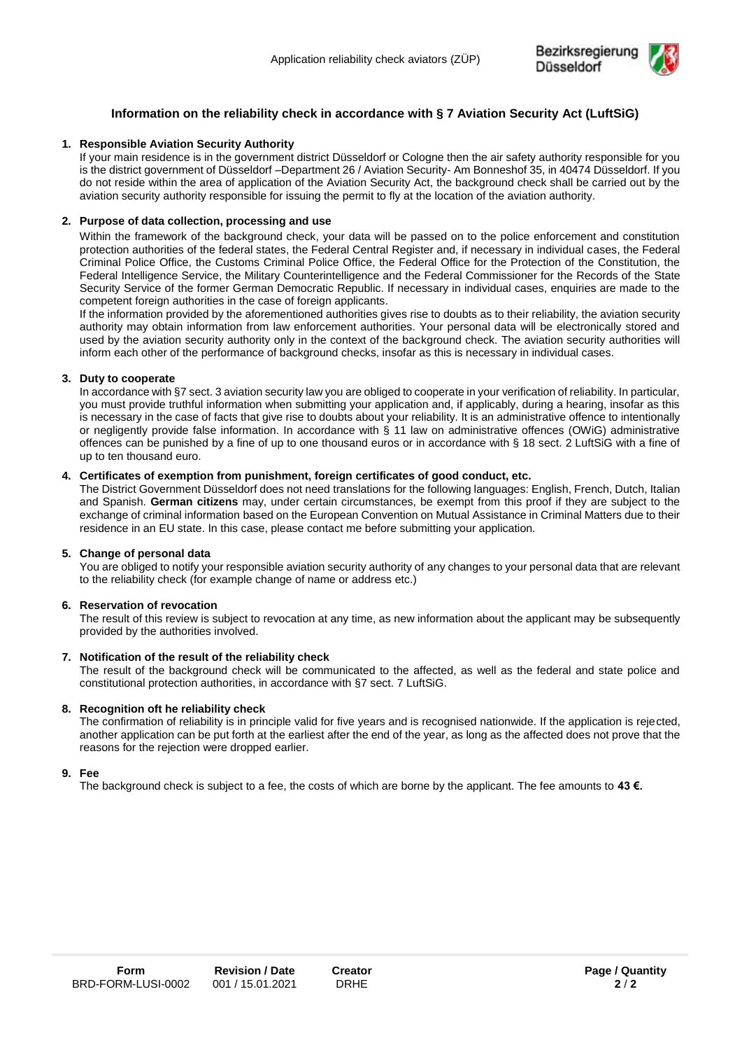## Information on the reliability check in accordance with § 7 Aviation Security Act (LuftSiG)

1. **Responsible Aviation Security Authority**
   If your main residence is in the government district Düsseldorf or Cologne then the air safety authority responsible for you is the district government of Düsseldorf –Department 26 / Aviation Security- Am Bonneshof 35, in 40474 Düsseldorf. If you do not reside within the area of application of the Aviation Security Act, the background check shall be carried out by the aviation security authority responsible for issuing the permit to fly at the location of the aviation authority.

2. **Purpose of data collection, processing and use**
   Within the framework of the background check, your data will be passed on to the police enforcement and constitution protection authorities of the federal states, the Federal Central Register and, if necessary in individual cases, the Federal Criminal Police Office, the Customs Criminal Police Office, the Federal Office for the Protection of the Constitution, the Federal Intelligence Service, the Military Counterintelligence and the Federal Commissioner for the Records of the State Security Service of the former German Democratic Republic. If necessary in individual cases, enquiries are made to the competent foreign authorities in the case of foreign applicants.
   If the information provided by the aforementioned authorities gives rise to doubts as to their reliability, the aviation security authority may obtain information from law enforcement authorities. Your personal data will be electronically stored and used by the aviation security authority only in the context of the background check. The aviation security authorities will inform each other of the performance of background checks, insofar as this is necessary in individual cases.

3. **Duty to cooperate**
   In accordance with §7 sect. 3 aviation security law you are obliged to cooperate in your verification of reliability. In particular, you must provide truthful information when submitting your application and, if applicably, during a hearing, insofar as this is necessary in the case of facts that give rise to doubts about your reliability. It is an administrative offence to intentionally or negligently provide false information. In accordance with § 11 law on administrative offences (OWiG) administrative offences can be punished by a fine of up to one thousand euros or in accordance with § 18 sect. 2 LuftSiG with a fine of up to ten thousand euro.

4. **Certificates of exemption from punishment, foreign certificates of good conduct, etc.**
   The District Government Düsseldorf does not need translations for the following languages: English, French, Dutch, Italian and Spanish. **German citizens** may, under certain circumstances, be exempt from this proof if they are subject to the exchange of criminal information based on the European Convention on Mutual Assistance in Criminal Matters due to their residence in an EU state. In this case, please contact me before submitting your application.

5. **Change of personal data**
   You are obliged to notify your responsible aviation security authority of any changes to your personal data that are relevant to the reliability check (for example change of name or address etc.)

6. **Reservation of revocation**
   The result of this review is subject to revocation at any time, as new information about the applicant may be subsequently provided by the authorities involved.

7. **Notification of the result of the reliability check**
   The result of the background check will be communicated to the affected, as well as the federal and state police and constitutional protection authorities, in accordance with §7 sect. 7 LuftSiG.

8. **Recognition oft he reliability check**
   The confirmation of reliability is in principle valid for five years and is recognised nationwide. If the application is rejected, another application can be put forth at the earliest after the end of the year, as long as the affected does not prove that the reasons for the rejection were dropped earlier.

9. **Fee**
   The background check is subject to a fee, the costs of which are borne by the applicant. The fee amounts to **43 €.**